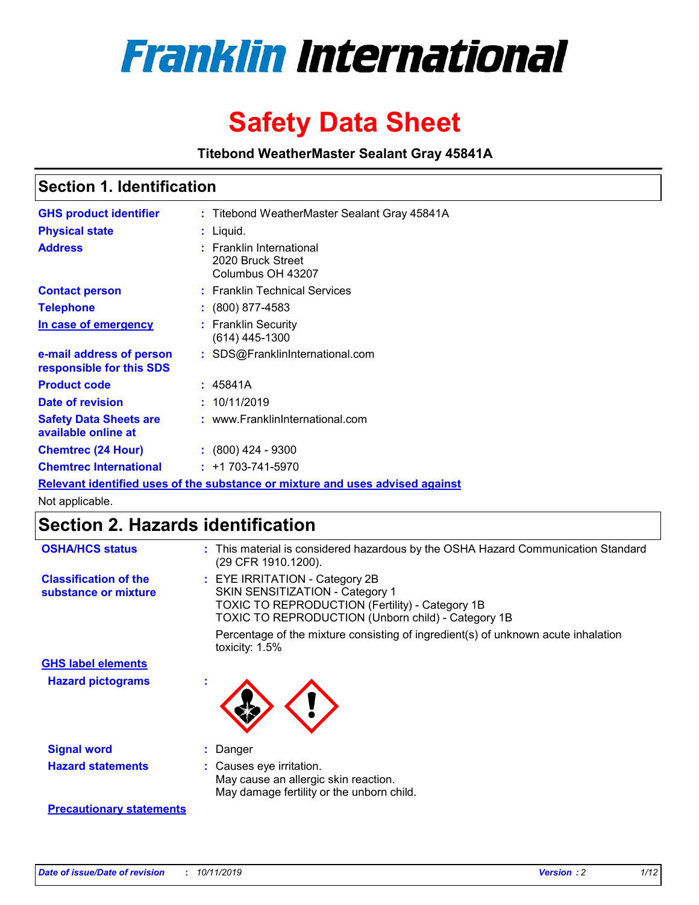# Franklin International

# Safety Data Sheet

**Titebond WeatherMaster Sealant Gray 45841A**

## Section 1. Identification

| | |
|---|---|
| **GHS product identifier** | : Titebond WeatherMaster Sealant Gray 45841A |
| **Physical state** | : Liquid. |
| **Address** | : Franklin International<br>2020 Bruck Street<br>Columbus OH 43207 |
| **Contact person** | : Franklin Technical Services |
| **Telephone** | : (800) 877-4583 |
| **In case of emergency** | : Franklin Security<br>(614) 445-1300 |
| **e-mail address of person responsible for this SDS** | : SDS@FranklinInternational.com |
| **Product code** | : 45841A |
| **Date of revision** | : 10/11/2019 |
| **Safety Data Sheets are available online at** | : www.FranklinInternational.com |
| **Chemtrec (24 Hour)** | : (800) 424 - 9300 |
| **Chemtrec International** | : +1 703-741-5970 |

**Relevant identified uses of the substance or mixture and uses advised against**

Not applicable.

## Section 2. Hazards identification

| | |
|---|---|
| **OSHA/HCS status** | : This material is considered hazardous by the OSHA Hazard Communication Standard (29 CFR 1910.1200). |
| **Classification of the substance or mixture** | : EYE IRRITATION - Category 2B<br>SKIN SENSITIZATION - Category 1<br>TOXIC TO REPRODUCTION (Fertility) - Category 1B<br>TOXIC TO REPRODUCTION (Unborn child) - Category 1B<br><br>Percentage of the mixture consisting of ingredient(s) of unknown acute inhalation toxicity: 1.5% |

**GHS label elements**

| | |
|---|---|
| **Hazard pictograms** | : |
| **Signal word** | : Danger |
| **Hazard statements** | : Causes eye irritation.<br>May cause an allergic skin reaction.<br>May damage fertility or the unborn child. |

**Precautionary statements**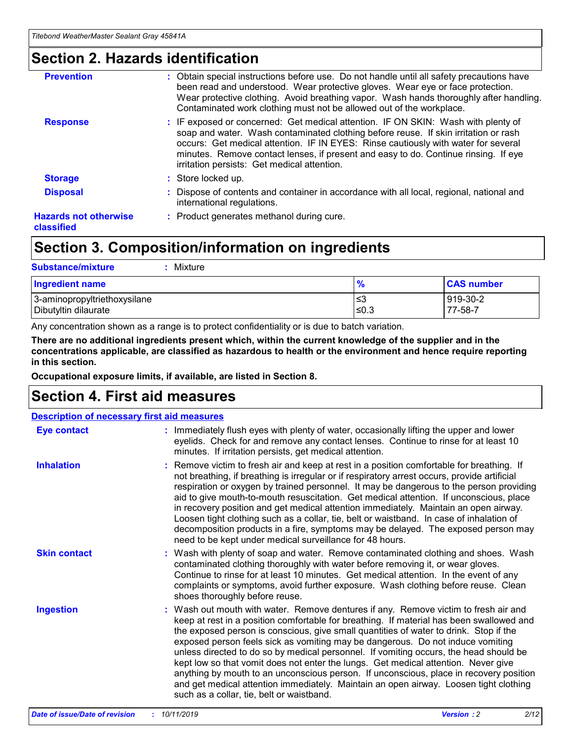## Section 2. Hazards identification

**Prevention** : Obtain special instructions before use. Do not handle until all safety precautions have been read and understood. Wear protective gloves. Wear eye or face protection. Wear protective clothing. Avoid breathing vapor. Wash hands thoroughly after handling. Contaminated work clothing must not be allowed out of the workplace.

**Response** : IF exposed or concerned: Get medical attention. IF ON SKIN: Wash with plenty of soap and water. Wash contaminated clothing before reuse. If skin irritation or rash occurs: Get medical attention. IF IN EYES: Rinse cautiously with water for several minutes. Remove contact lenses, if present and easy to do. Continue rinsing. If eye irritation persists: Get medical attention.

**Storage** : Store locked up.

**Disposal** : Dispose of contents and container in accordance with all local, regional, national and international regulations.

**Hazards not otherwise classified** : Product generates methanol during cure.

## Section 3. Composition/information on ingredients

**Substance/mixture** : Mixture

| Ingredient name | % | CAS number |
| --- | --- | --- |
| 3-aminopropyltriethoxysilane | ≤3 | 919-30-2 |
| Dibutyltin dilaurate | ≤0.3 | 77-58-7 |

Any concentration shown as a range is to protect confidentiality or is due to batch variation.

**There are no additional ingredients present which, within the current knowledge of the supplier and in the concentrations applicable, are classified as hazardous to health or the environment and hence require reporting in this section.**

**Occupational exposure limits, if available, are listed in Section 8.**

## Section 4. First aid measures

**Description of necessary first aid measures**

**Eye contact** : Immediately flush eyes with plenty of water, occasionally lifting the upper and lower eyelids. Check for and remove any contact lenses. Continue to rinse for at least 10 minutes. If irritation persists, get medical attention.

**Inhalation** : Remove victim to fresh air and keep at rest in a position comfortable for breathing. If not breathing, if breathing is irregular or if respiratory arrest occurs, provide artificial respiration or oxygen by trained personnel. It may be dangerous to the person providing aid to give mouth-to-mouth resuscitation. Get medical attention. If unconscious, place in recovery position and get medical attention immediately. Maintain an open airway. Loosen tight clothing such as a collar, tie, belt or waistband. In case of inhalation of decomposition products in a fire, symptoms may be delayed. The exposed person may need to be kept under medical surveillance for 48 hours.

**Skin contact** : Wash with plenty of soap and water. Remove contaminated clothing and shoes. Wash contaminated clothing thoroughly with water before removing it, or wear gloves. Continue to rinse for at least 10 minutes. Get medical attention. In the event of any complaints or symptoms, avoid further exposure. Wash clothing before reuse. Clean shoes thoroughly before reuse.

**Ingestion** : Wash out mouth with water. Remove dentures if any. Remove victim to fresh air and keep at rest in a position comfortable for breathing. If material has been swallowed and the exposed person is conscious, give small quantities of water to drink. Stop if the exposed person feels sick as vomiting may be dangerous. Do not induce vomiting unless directed to do so by medical personnel. If vomiting occurs, the head should be kept low so that vomit does not enter the lungs. Get medical attention. Never give anything by mouth to an unconscious person. If unconscious, place in recovery position and get medical attention immediately. Maintain an open airway. Loosen tight clothing such as a collar, tie, belt or waistband.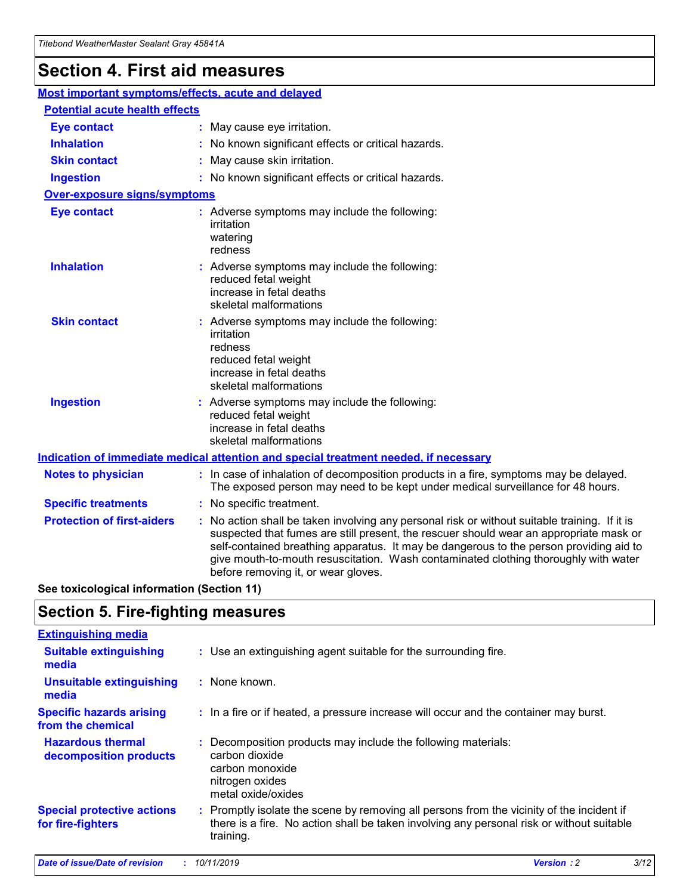# Section 4. First aid measures

## Most important symptoms/effects, acute and delayed

### Potential acute health effects

| | |
|---|---|
| **Eye contact** | May cause eye irritation. |
| **Inhalation** | No known significant effects or critical hazards. |
| **Skin contact** | May cause skin irritation. |
| **Ingestion** | No known significant effects or critical hazards. |

### Over-exposure signs/symptoms

| | |
|---|---|
| **Eye contact** | Adverse symptoms may include the following: irritation, watering, redness |
| **Inhalation** | Adverse symptoms may include the following: reduced fetal weight, increase in fetal deaths, skeletal malformations |
| **Skin contact** | Adverse symptoms may include the following: irritation, redness, reduced fetal weight, increase in fetal deaths, skeletal malformations |
| **Ingestion** | Adverse symptoms may include the following: reduced fetal weight, increase in fetal deaths, skeletal malformations |

## Indication of immediate medical attention and special treatment needed, if necessary

| | |
|---|---|
| **Notes to physician** | In case of inhalation of decomposition products in a fire, symptoms may be delayed. The exposed person may need to be kept under medical surveillance for 48 hours. |
| **Specific treatments** | No specific treatment. |
| **Protection of first-aiders** | No action shall be taken involving any personal risk or without suitable training. If it is suspected that fumes are still present, the rescuer should wear an appropriate mask or self-contained breathing apparatus. It may be dangerous to the person providing aid to give mouth-to-mouth resuscitation. Wash contaminated clothing thoroughly with water before removing it, or wear gloves. |

**See toxicological information (Section 11)**

# Section 5. Fire-fighting measures

## Extinguishing media

| | |
|---|---|
| **Suitable extinguishing media** | Use an extinguishing agent suitable for the surrounding fire. |
| **Unsuitable extinguishing media** | None known. |
| **Specific hazards arising from the chemical** | In a fire or if heated, a pressure increase will occur and the container may burst. |
| **Hazardous thermal decomposition products** | Decomposition products may include the following materials: carbon dioxide, carbon monoxide, nitrogen oxides, metal oxide/oxides |
| **Special protective actions for fire-fighters** | Promptly isolate the scene by removing all persons from the vicinity of the incident if there is a fire. No action shall be taken involving any personal risk or without suitable training. |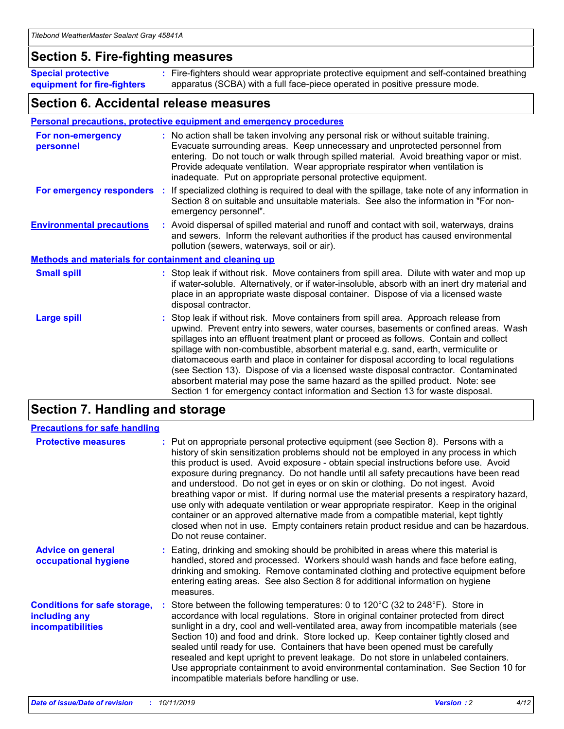## Section 5. Fire-fighting measures

**Special protective equipment for fire-fighters** : Fire-fighters should wear appropriate protective equipment and self-contained breathing apparatus (SCBA) with a full face-piece operated in positive pressure mode.

## Section 6. Accidental release measures

### Personal precautions, protective equipment and emergency procedures

**For non-emergency personnel** : No action shall be taken involving any personal risk or without suitable training. Evacuate surrounding areas. Keep unnecessary and unprotected personnel from entering. Do not touch or walk through spilled material. Avoid breathing vapor or mist. Provide adequate ventilation. Wear appropriate respirator when ventilation is inadequate. Put on appropriate personal protective equipment.

**For emergency responders** : If specialized clothing is required to deal with the spillage, take note of any information in Section 8 on suitable and unsuitable materials. See also the information in "For non-emergency personnel".

**Environmental precautions** : Avoid dispersal of spilled material and runoff and contact with soil, waterways, drains and sewers. Inform the relevant authorities if the product has caused environmental pollution (sewers, waterways, soil or air).

### Methods and materials for containment and cleaning up

**Small spill** : Stop leak if without risk. Move containers from spill area. Dilute with water and mop up if water-soluble. Alternatively, or if water-insoluble, absorb with an inert dry material and place in an appropriate waste disposal container. Dispose of via a licensed waste disposal contractor.

**Large spill** : Stop leak if without risk. Move containers from spill area. Approach release from upwind. Prevent entry into sewers, water courses, basements or confined areas. Wash spillages into an effluent treatment plant or proceed as follows. Contain and collect spillage with non-combustible, absorbent material e.g. sand, earth, vermiculite or diatomaceous earth and place in container for disposal according to local regulations (see Section 13). Dispose of via a licensed waste disposal contractor. Contaminated absorbent material may pose the same hazard as the spilled product. Note: see Section 1 for emergency contact information and Section 13 for waste disposal.

## Section 7. Handling and storage

### Precautions for safe handling

**Protective measures** : Put on appropriate personal protective equipment (see Section 8). Persons with a history of skin sensitization problems should not be employed in any process in which this product is used. Avoid exposure - obtain special instructions before use. Avoid exposure during pregnancy. Do not handle until all safety precautions have been read and understood. Do not get in eyes or on skin or clothing. Do not ingest. Avoid breathing vapor or mist. If during normal use the material presents a respiratory hazard, use only with adequate ventilation or wear appropriate respirator. Keep in the original container or an approved alternative made from a compatible material, kept tightly closed when not in use. Empty containers retain product residue and can be hazardous. Do not reuse container.

**Advice on general occupational hygiene** : Eating, drinking and smoking should be prohibited in areas where this material is handled, stored and processed. Workers should wash hands and face before eating, drinking and smoking. Remove contaminated clothing and protective equipment before entering eating areas. See also Section 8 for additional information on hygiene measures.

**Conditions for safe storage, including any incompatibilities** : Store between the following temperatures: 0 to 120°C (32 to 248°F). Store in accordance with local regulations. Store in original container protected from direct sunlight in a dry, cool and well-ventilated area, away from incompatible materials (see Section 10) and food and drink. Store locked up. Keep container tightly closed and sealed until ready for use. Containers that have been opened must be carefully resealed and kept upright to prevent leakage. Do not store in unlabeled containers. Use appropriate containment to avoid environmental contamination. See Section 10 for incompatible materials before handling or use.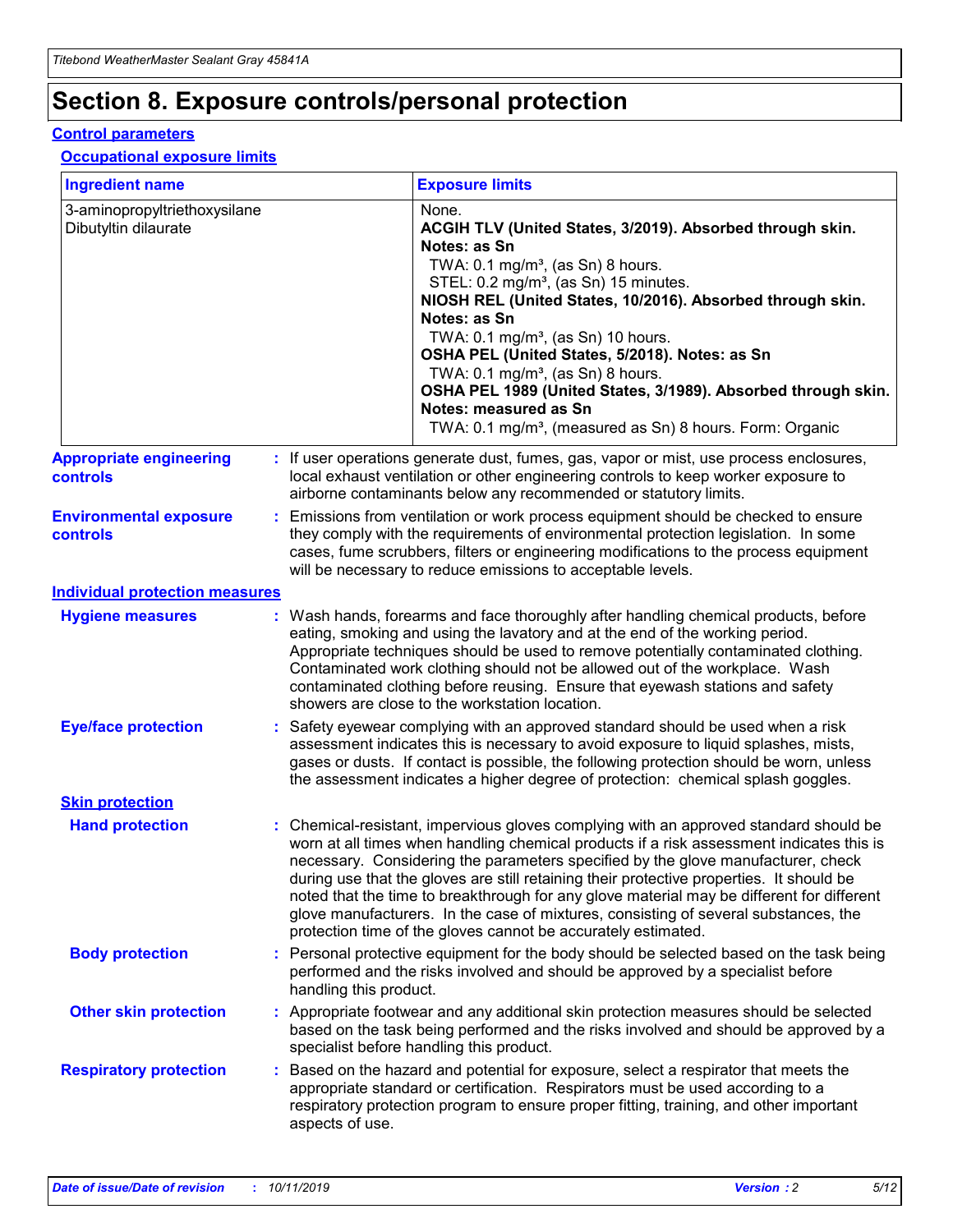# Section 8. Exposure controls/personal protection

## Control parameters

### Occupational exposure limits

| Ingredient name | Exposure limits |
| --- | --- |
| 3-aminopropyltriethoxysilane<br>Dibutyltin dilaurate | None.<br>**ACGIH TLV (United States, 3/2019). Absorbed through skin. Notes: as Sn**<br>TWA: 0.1 mg/m³, (as Sn) 8 hours.<br>STEL: 0.2 mg/m³, (as Sn) 15 minutes.<br>**NIOSH REL (United States, 10/2016). Absorbed through skin. Notes: as Sn**<br>TWA: 0.1 mg/m³, (as Sn) 10 hours.<br>**OSHA PEL (United States, 5/2018). Notes: as Sn**<br>TWA: 0.1 mg/m³, (as Sn) 8 hours.<br>**OSHA PEL 1989 (United States, 3/1989). Absorbed through skin. Notes: measured as Sn**<br>TWA: 0.1 mg/m³, (measured as Sn) 8 hours. Form: Organic |

**Appropriate engineering controls** : If user operations generate dust, fumes, gas, vapor or mist, use process enclosures, local exhaust ventilation or other engineering controls to keep worker exposure to airborne contaminants below any recommended or statutory limits.

**Environmental exposure controls** : Emissions from ventilation or work process equipment should be checked to ensure they comply with the requirements of environmental protection legislation. In some cases, fume scrubbers, filters or engineering modifications to the process equipment will be necessary to reduce emissions to acceptable levels.

## Individual protection measures

**Hygiene measures** : Wash hands, forearms and face thoroughly after handling chemical products, before eating, smoking and using the lavatory and at the end of the working period. Appropriate techniques should be used to remove potentially contaminated clothing. Contaminated work clothing should not be allowed out of the workplace. Wash contaminated clothing before reusing. Ensure that eyewash stations and safety showers are close to the workstation location.

**Eye/face protection** : Safety eyewear complying with an approved standard should be used when a risk assessment indicates this is necessary to avoid exposure to liquid splashes, mists, gases or dusts. If contact is possible, the following protection should be worn, unless the assessment indicates a higher degree of protection: chemical splash goggles.

### Skin protection

**Hand protection** : Chemical-resistant, impervious gloves complying with an approved standard should be worn at all times when handling chemical products if a risk assessment indicates this is necessary. Considering the parameters specified by the glove manufacturer, check during use that the gloves are still retaining their protective properties. It should be noted that the time to breakthrough for any glove material may be different for different glove manufacturers. In the case of mixtures, consisting of several substances, the protection time of the gloves cannot be accurately estimated.

**Body protection** : Personal protective equipment for the body should be selected based on the task being performed and the risks involved and should be approved by a specialist before handling this product.

**Other skin protection** : Appropriate footwear and any additional skin protection measures should be selected based on the task being performed and the risks involved and should be approved by a specialist before handling this product.

**Respiratory protection** : Based on the hazard and potential for exposure, select a respirator that meets the appropriate standard or certification. Respirators must be used according to a respiratory protection program to ensure proper fitting, training, and other important aspects of use.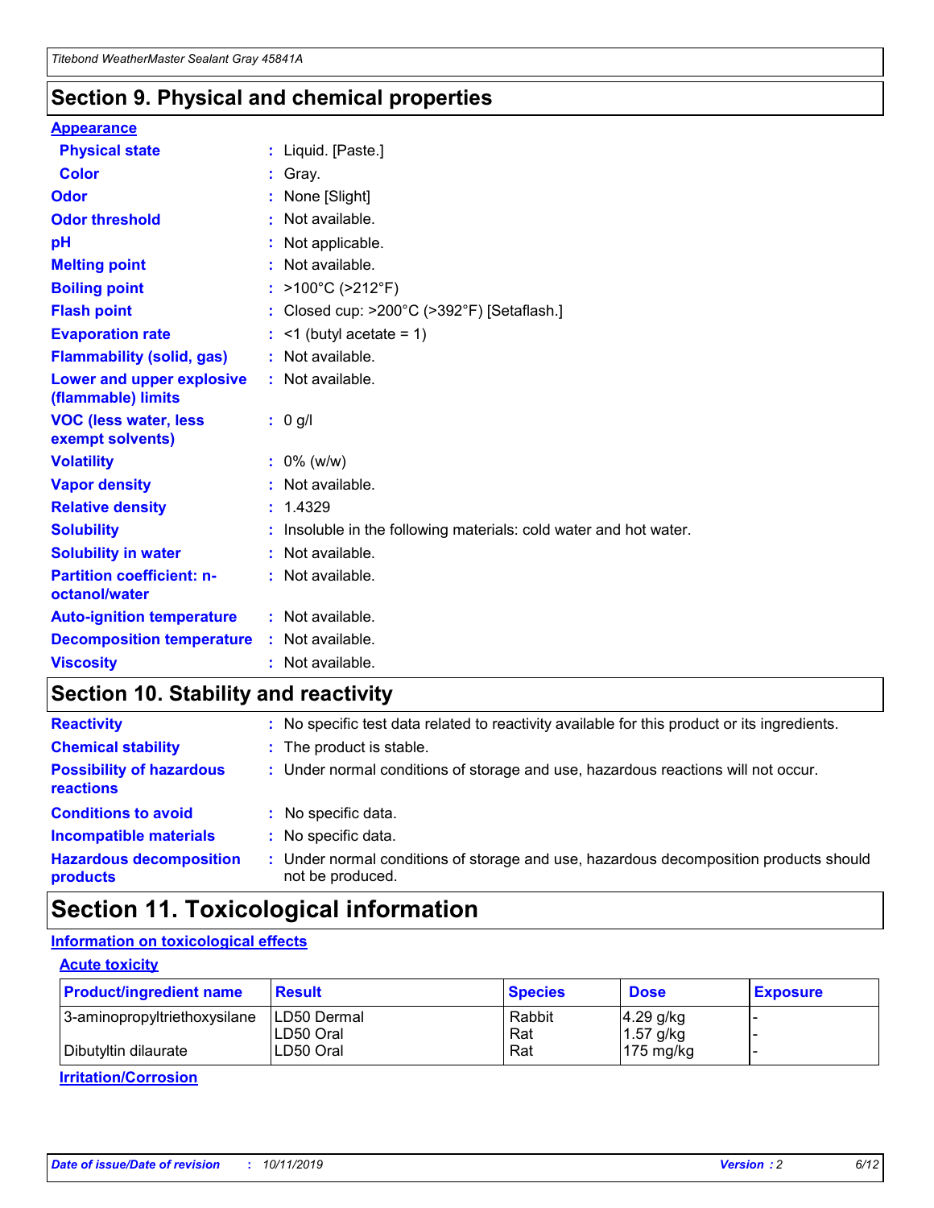## Section 9. Physical and chemical properties

**Appearance**

| | | |
|---|---|---|
| **Physical state** | : | Liquid. [Paste.] |
| **Color** | : | Gray. |
| **Odor** | : | None [Slight] |
| **Odor threshold** | : | Not available. |
| **pH** | : | Not applicable. |
| **Melting point** | : | Not available. |
| **Boiling point** | : | >100°C (>212°F) |
| **Flash point** | : | Closed cup: >200°C (>392°F) [Setaflash.] |
| **Evaporation rate** | : | <1 (butyl acetate = 1) |
| **Flammability (solid, gas)** | : | Not available. |
| **Lower and upper explosive (flammable) limits** | : | Not available. |
| **VOC (less water, less exempt solvents)** | : | 0 g/l |
| **Volatility** | : | 0% (w/w) |
| **Vapor density** | : | Not available. |
| **Relative density** | : | 1.4329 |
| **Solubility** | : | Insoluble in the following materials: cold water and hot water. |
| **Solubility in water** | : | Not available. |
| **Partition coefficient: n-octanol/water** | : | Not available. |
| **Auto-ignition temperature** | : | Not available. |
| **Decomposition temperature** | : | Not available. |
| **Viscosity** | : | Not available. |

## Section 10. Stability and reactivity

| | | |
|---|---|---|
| **Reactivity** | : | No specific test data related to reactivity available for this product or its ingredients. |
| **Chemical stability** | : | The product is stable. |
| **Possibility of hazardous reactions** | : | Under normal conditions of storage and use, hazardous reactions will not occur. |
| **Conditions to avoid** | : | No specific data. |
| **Incompatible materials** | : | No specific data. |
| **Hazardous decomposition products** | : | Under normal conditions of storage and use, hazardous decomposition products should not be produced. |

## Section 11. Toxicological information

**Information on toxicological effects**

**Acute toxicity**

| Product/ingredient name | Result | Species | Dose | Exposure |
|---|---|---|---|---|
| 3-aminopropyltriethoxysilane | LD50 Dermal | Rabbit | 4.29 g/kg | - |
| | LD50 Oral | Rat | 1.57 g/kg | - |
| Dibutyltin dilaurate | LD50 Oral | Rat | 175 mg/kg | - |

**Irritation/Corrosion**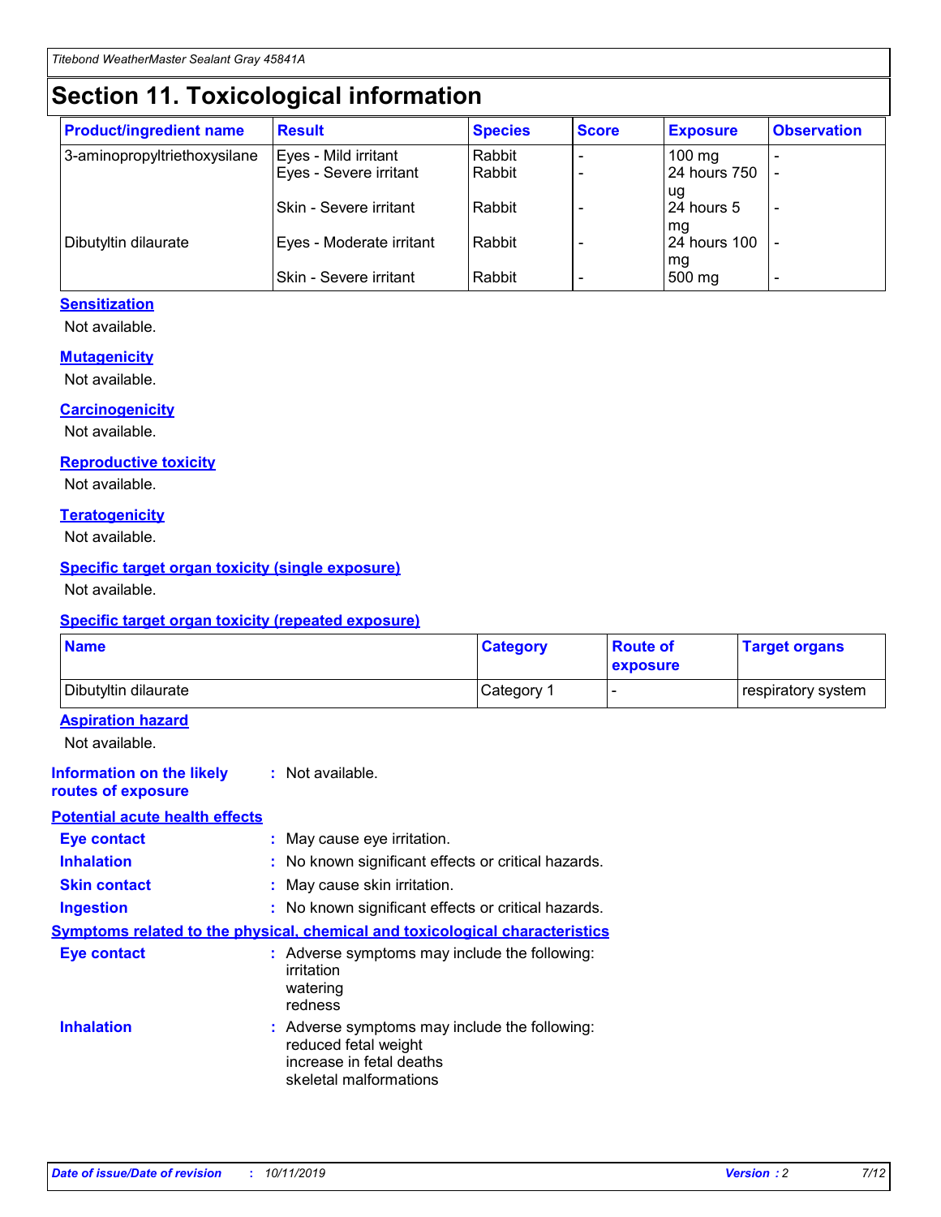# Section 11. Toxicological information

| Product/ingredient name | Result | Species | Score | Exposure | Observation |
|---|---|---|---|---|---|
| 3-aminopropyltriethoxysilane | Eyes - Mild irritant | Rabbit | - | 100 mg | - |
| | Eyes - Severe irritant | Rabbit | - | 24 hours 750 ug | - |
| | Skin - Severe irritant | Rabbit | - | 24 hours 5 mg | - |
| Dibutyltin dilaurate | Eyes - Moderate irritant | Rabbit | - | 24 hours 100 mg | - |
| | Skin - Severe irritant | Rabbit | - | 500 mg | - |

### Sensitization

Not available.

### Mutagenicity

Not available.

### Carcinogenicity

Not available.

### Reproductive toxicity

Not available.

### Teratogenicity

Not available.

### Specific target organ toxicity (single exposure)

Not available.

### Specific target organ toxicity (repeated exposure)

| Name | Category | Route of exposure | Target organs |
|---|---|---|---|
| Dibutyltin dilaurate | Category 1 | - | respiratory system |

### Aspiration hazard

Not available.

**Information on the likely routes of exposure** : Not available.

### Potential acute health effects

**Eye contact** : May cause eye irritation.

**Inhalation** : No known significant effects or critical hazards.

**Skin contact** : May cause skin irritation.

**Ingestion** : No known significant effects or critical hazards.

### Symptoms related to the physical, chemical and toxicological characteristics

**Eye contact** : Adverse symptoms may include the following:
irritation
watering
redness

**Inhalation** : Adverse symptoms may include the following:
reduced fetal weight
increase in fetal deaths
skeletal malformations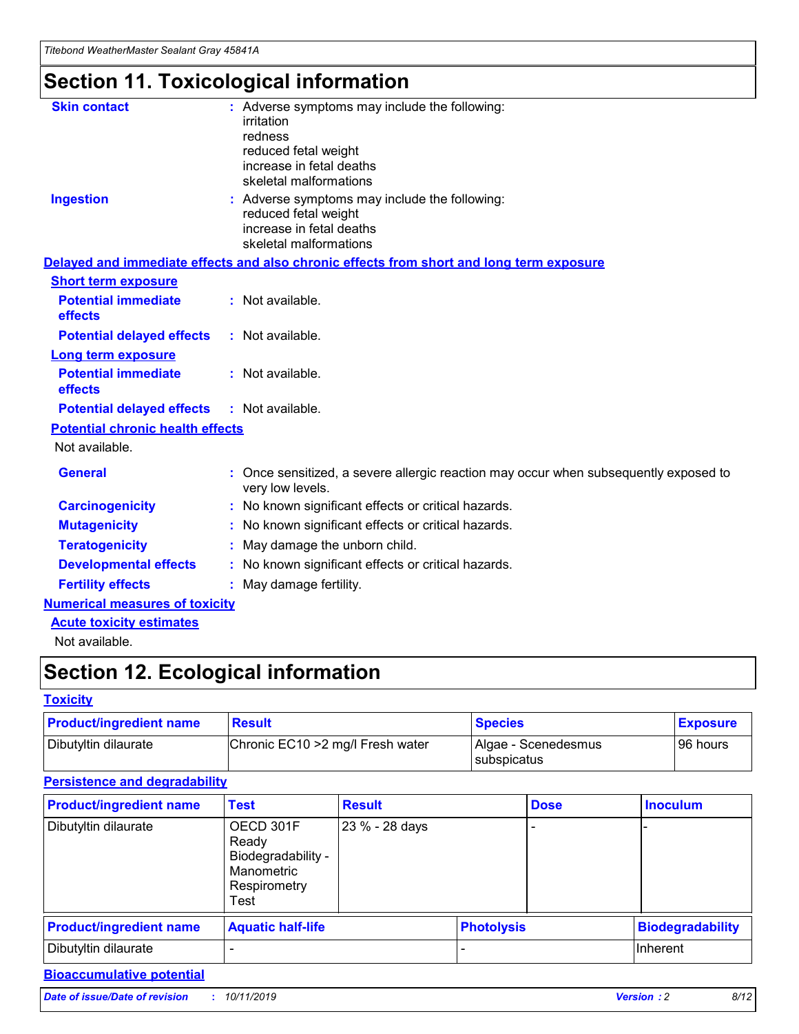# Section 11. Toxicological information

**Skin contact** : Adverse symptoms may include the following:
irritation
redness
reduced fetal weight
increase in fetal deaths
skeletal malformations

**Ingestion** : Adverse symptoms may include the following:
reduced fetal weight
increase in fetal deaths
skeletal malformations

## Delayed and immediate effects and also chronic effects from short and long term exposure

### Short term exposure

**Potential immediate effects** : Not available.

**Potential delayed effects** : Not available.

### Long term exposure

**Potential immediate effects** : Not available.

**Potential delayed effects** : Not available.

### Potential chronic health effects

Not available.

**General** : Once sensitized, a severe allergic reaction may occur when subsequently exposed to very low levels.

**Carcinogenicity** : No known significant effects or critical hazards.

**Mutagenicity** : No known significant effects or critical hazards.

**Teratogenicity** : May damage the unborn child.

**Developmental effects** : No known significant effects or critical hazards.

**Fertility effects** : May damage fertility.

## Numerical measures of toxicity

### Acute toxicity estimates

Not available.

# Section 12. Ecological information

## Toxicity

| Product/ingredient name | Result | Species | Exposure |
|---|---|---|---|
| Dibutyltin dilaurate | Chronic EC10 >2 mg/l Fresh water | Algae - Scenedesmus subspicatus | 96 hours |

## Persistence and degradability

| Product/ingredient name | Test | Result | Dose | Inoculum |
|---|---|---|---|---|
| Dibutyltin dilaurate | OECD 301F Ready Biodegradability - Manometric Respirometry Test | 23 % - 28 days | - | - |

| Product/ingredient name | Aquatic half-life | Photolysis | Biodegradability |
|---|---|---|---|
| Dibutyltin dilaurate | - | - | Inherent |

## Bioaccumulative potential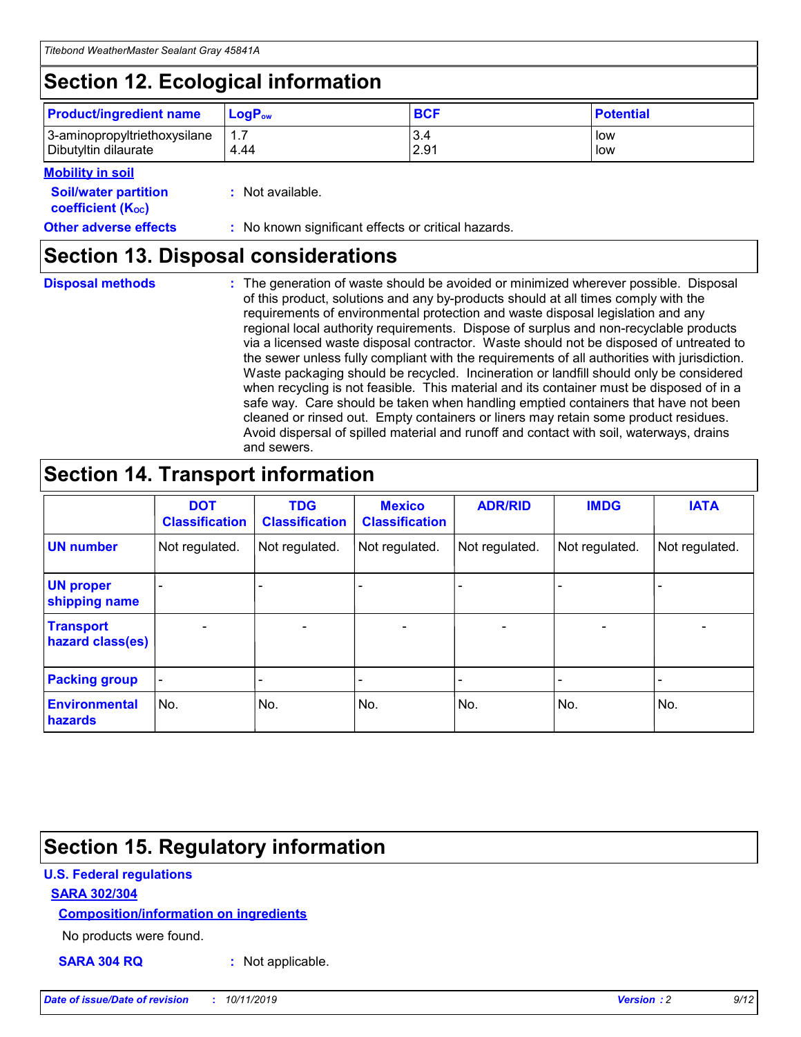## Section 12. Ecological information

| Product/ingredient name | $LogP_{ow}$ | BCF | Potential |
|---|---|---|---|
| 3-aminopropyltriethoxysilane | 1.7 | 3.4 | low |
| Dibutyltin dilaurate | 4.44 | 2.91 | low |

**Mobility in soil**

**Soil/water partition coefficient ($K_{OC}$)** : Not available.

**Other adverse effects** : No known significant effects or critical hazards.

## Section 13. Disposal considerations

**Disposal methods** : The generation of waste should be avoided or minimized wherever possible. Disposal of this product, solutions and any by-products should at all times comply with the requirements of environmental protection and waste disposal legislation and any regional local authority requirements. Dispose of surplus and non-recyclable products via a licensed waste disposal contractor. Waste should not be disposed of untreated to the sewer unless fully compliant with the requirements of all authorities with jurisdiction. Waste packaging should be recycled. Incineration or landfill should only be considered when recycling is not feasible. This material and its container must be disposed of in a safe way. Care should be taken when handling emptied containers that have not been cleaned or rinsed out. Empty containers or liners may retain some product residues. Avoid dispersal of spilled material and runoff and contact with soil, waterways, drains and sewers.

## Section 14. Transport information

| | DOT Classification | TDG Classification | Mexico Classification | ADR/RID | IMDG | IATA |
|---|---|---|---|---|---|---|
| UN number | Not regulated. | Not regulated. | Not regulated. | Not regulated. | Not regulated. | Not regulated. |
| UN proper shipping name | - | - | - | - | - | - |
| Transport hazard class(es) | - | - | - | - | - | - |
| Packing group | - | - | - | - | - | - |
| Environmental hazards | No. | No. | No. | No. | No. | No. |

## Section 15. Regulatory information

**U.S. Federal regulations**

**SARA 302/304**

**Composition/information on ingredients**

No products were found.

**SARA 304 RQ** : Not applicable.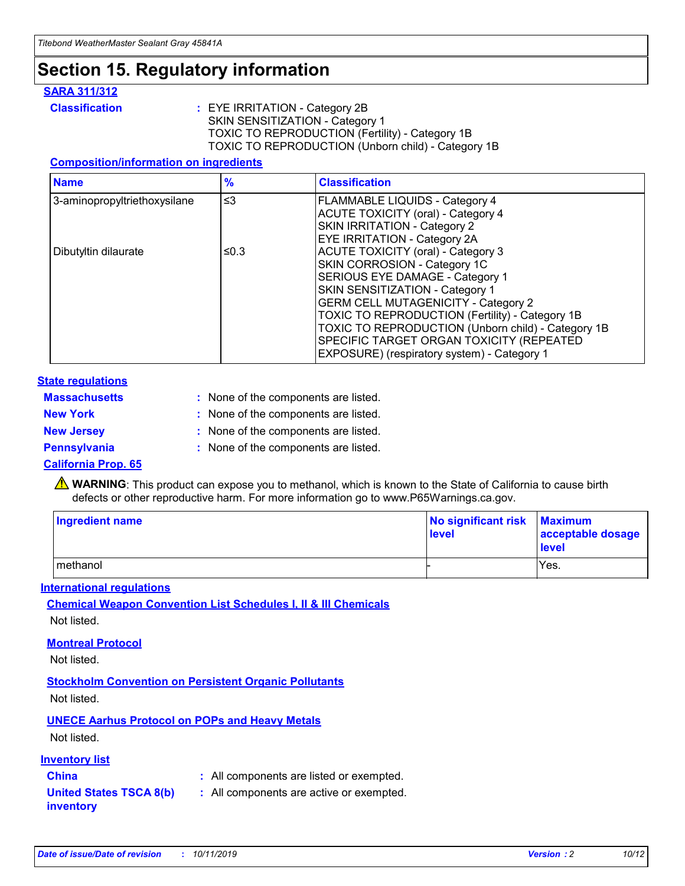# Section 15. Regulatory information

**SARA 311/312**

**Classification** : EYE IRRITATION - Category 2B
SKIN SENSITIZATION - Category 1
TOXIC TO REPRODUCTION (Fertility) - Category 1B
TOXIC TO REPRODUCTION (Unborn child) - Category 1B

**Composition/information on ingredients**

| Name | % | Classification |
|---|---|---|
| 3-aminopropyltriethoxysilane | ≤3 | FLAMMABLE LIQUIDS - Category 4<br>ACUTE TOXICITY (oral) - Category 4<br>SKIN IRRITATION - Category 2<br>EYE IRRITATION - Category 2A |
| Dibutyltin dilaurate | ≤0.3 | ACUTE TOXICITY (oral) - Category 3<br>SKIN CORROSION - Category 1C<br>SERIOUS EYE DAMAGE - Category 1<br>SKIN SENSITIZATION - Category 1<br>GERM CELL MUTAGENICITY - Category 2<br>TOXIC TO REPRODUCTION (Fertility) - Category 1B<br>TOXIC TO REPRODUCTION (Unborn child) - Category 1B<br>SPECIFIC TARGET ORGAN TOXICITY (REPEATED EXPOSURE) (respiratory system) - Category 1 |

**State regulations**

**Massachusetts** : None of the components are listed.

**New York** : None of the components are listed.

**New Jersey** : None of the components are listed.

**Pennsylvania** : None of the components are listed.

**California Prop. 65**

⚠ **WARNING**: This product can expose you to methanol, which is known to the State of California to cause birth defects or other reproductive harm. For more information go to www.P65Warnings.ca.gov.

| Ingredient name | No significant risk level | Maximum acceptable dosage level |
|---|---|---|
| methanol | - | Yes. |

**International regulations**

**Chemical Weapon Convention List Schedules I, II & III Chemicals**

Not listed.

**Montreal Protocol**

Not listed.

**Stockholm Convention on Persistent Organic Pollutants**

Not listed.

**UNECE Aarhus Protocol on POPs and Heavy Metals**

Not listed.

**Inventory list**

**China** : All components are listed or exempted.

**United States TSCA 8(b) inventory** : All components are active or exempted.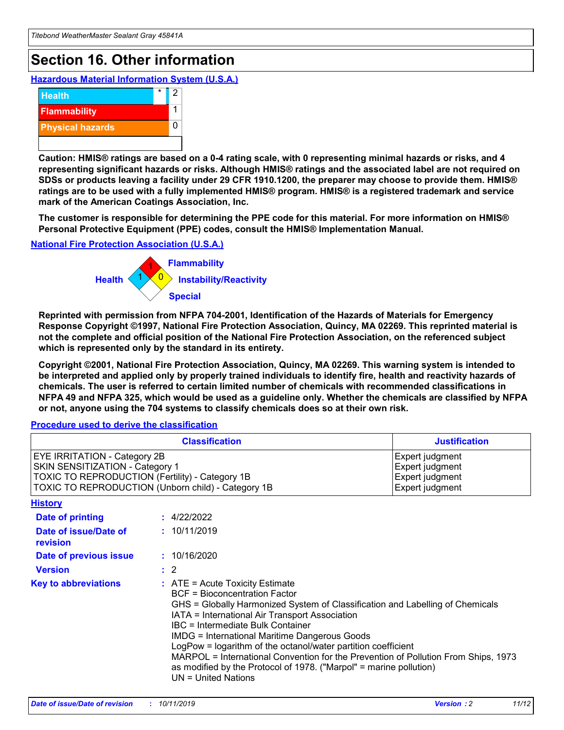# Section 16. Other information

### Hazardous Material Information System (U.S.A.)

| | | |
|---|---|---|
| Health | * | 2 |
| Flammability | | 1 |
| Physical hazards | | 0 |
| | | |

**Caution: HMIS® ratings are based on a 0-4 rating scale, with 0 representing minimal hazards or risks, and 4 representing significant hazards or risks. Although HMIS® ratings and the associated label are not required on SDSs or products leaving a facility under 29 CFR 1910.1200, the preparer may choose to provide them. HMIS® ratings are to be used with a fully implemented HMIS® program. HMIS® is a registered trademark and service mark of the American Coatings Association, Inc.**

**The customer is responsible for determining the PPE code for this material. For more information on HMIS® Personal Protective Equipment (PPE) codes, consult the HMIS® Implementation Manual.**

### National Fire Protection Association (U.S.A.)

Flammability: 1
Health: 1
Instability/Reactivity: 0
Special:

**Reprinted with permission from NFPA 704-2001, Identification of the Hazards of Materials for Emergency Response Copyright ©1997, National Fire Protection Association, Quincy, MA 02269. This reprinted material is not the complete and official position of the National Fire Protection Association, on the referenced subject which is represented only by the standard in its entirety.**

**Copyright ©2001, National Fire Protection Association, Quincy, MA 02269. This warning system is intended to be interpreted and applied only by properly trained individuals to identify fire, health and reactivity hazards of chemicals. The user is referred to certain limited number of chemicals with recommended classifications in NFPA 49 and NFPA 325, which would be used as a guideline only. Whether the chemicals are classified by NFPA or not, anyone using the 704 systems to classify chemicals does so at their own risk.**

### Procedure used to derive the classification

| Classification | Justification |
|---|---|
| EYE IRRITATION - Category 2B | Expert judgment |
| SKIN SENSITIZATION - Category 1 | Expert judgment |
| TOXIC TO REPRODUCTION (Fertility) - Category 1B | Expert judgment |
| TOXIC TO REPRODUCTION (Unborn child) - Category 1B | Expert judgment |

### History

**Date of printing** : 4/22/2022

**Date of issue/Date of revision** : 10/11/2019

**Date of previous issue** : 10/16/2020

**Version** : 2

**Key to abbreviations** : ATE = Acute Toxicity Estimate
BCF = Bioconcentration Factor
GHS = Globally Harmonized System of Classification and Labelling of Chemicals
IATA = International Air Transport Association
IBC = Intermediate Bulk Container
IMDG = International Maritime Dangerous Goods
LogPow = logarithm of the octanol/water partition coefficient
MARPOL = International Convention for the Prevention of Pollution From Ships, 1973 as modified by the Protocol of 1978. ("Marpol" = marine pollution)
UN = United Nations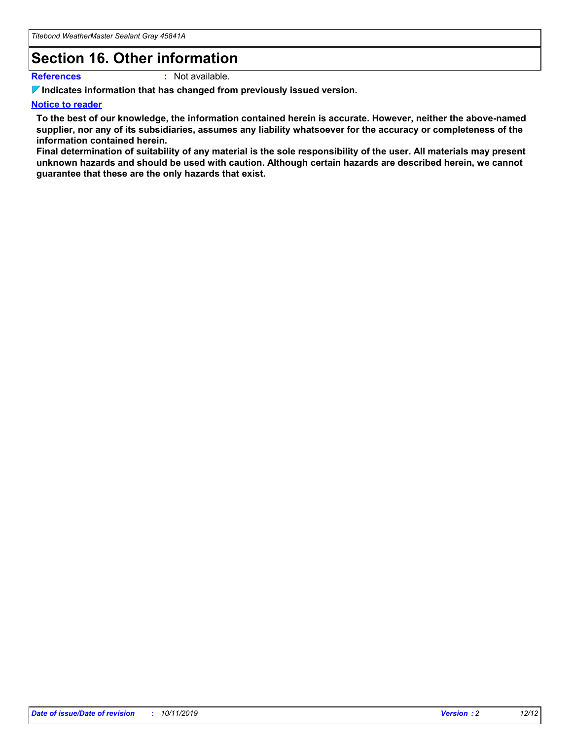# Section 16. Other information

**References** : Not available.

**Indicates information that has changed from previously issued version.**

**Notice to reader**

**To the best of our knowledge, the information contained herein is accurate. However, neither the above-named supplier, nor any of its subsidiaries, assumes any liability whatsoever for the accuracy or completeness of the information contained herein.**

**Final determination of suitability of any material is the sole responsibility of the user. All materials may present unknown hazards and should be used with caution. Although certain hazards are described herein, we cannot guarantee that these are the only hazards that exist.**